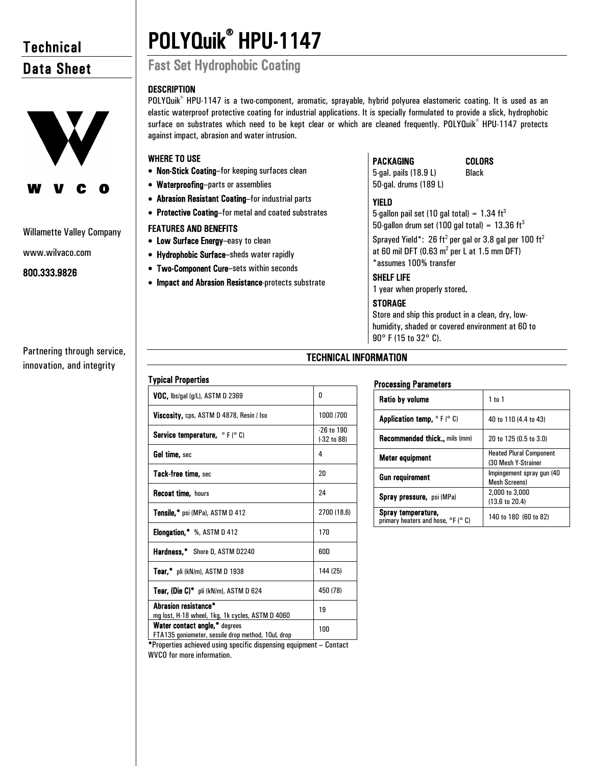# Technical Data Sheet

W V C O

Willamette Valley Company

www.wilvaco.com

**800.333.9826**

Partnering through service, innovation, and integrity

# POLYQuik® HPU-1147

## Fast Set Hydrophobic Coating

### DESCRIPTION

POLYQuik® HPU-1147 is a two-component, aromatic, sprayable, hybrid polyurea elastomeric coating. It is used as an elastic waterproof protective coating for industrial applications. It is specially formulated to provide a slick, hydrophobic surface on substrates which need to be kept clear or which are cleaned frequently. POLYQuik® HPU-1147 protects against impact, abrasion and water intrusion.

### WHERE TO USE

- **Non-Stick Coating**–for keeping surfaces clean
- **Waterproofing**–parts or assemblies
- **Abrasion Resistant Coating**–for industrial parts
- **Protective Coating**–for metal and coated substrates

### FEATURES AND BENEFITS

- **Low Surface Energy**–easy to clean
- **Hydrophobic Surface**–sheds water rapidly
- **Two-Component Cure**–sets within seconds
- **Impact and Abrasion Resistance**-protects substrate

### PACKAGING

5-gal. pails (18.9 L)
50-gal. drums (189 L)

### COLORS

Black

### YIELD

5-gallon pail set (10 gal total) = 1.34 $ft^3$
50-gallon drum set (100 gal total) = 13.36 $ft^3$

Sprayed Yield*: 26 $ft^2$ per gal or 3.8 gal per 100 $ft^2$ at 60 mil DFT (0.63 $m^2$ per L at 1.5 mm DFT)
*assumes 100% transfer

### SHELF LIFE

1 year when properly stored.

### STORAGE

Store and ship this product in a clean, dry, low-humidity, shaded or covered environment at 60 to 90° F (15 to 32° C).

## TECHNICAL INFORMATION

### Typical Properties

| Property | Value |
|---|---|
| **VOC,** lbs/gal (g/L), ASTM D 2369 | 0 |
| **Viscosity,** cps, ASTM D 4878, Resin / Iso | 1000 /700 |
| **Service temperature,** ° F (° C) | -26 to 190 (-32 to 88) |
| **Gel time,** sec | 4 |
| **Tack-free time,** sec | 20 |
| **Recoat time,** hours | 24 |
| **Tensile,*** psi (MPa), ASTM D 412 | 2700 (18.6) |
| **Elongation,*** %, ASTM D 412 | 170 |
| **Hardness,*** Shore D, ASTM D2240 | 60D |
| **Tear,*** pli (kN/m), ASTM D 1938 | 144 (25) |
| **Tear, (Die C)*** pli (kN/m), ASTM D 624 | 450 (78) |
| **Abrasion resistance*** mg lost, H-18 wheel, 1kg, 1k cycles, ASTM D 4060 | 19 |
| **Water contact angle,*** degrees FTA135 goniometer, sessile drop method, 10uL drop | 100 |

*Properties achieved using specific dispensing equipment – Contact WVCO for more information.

### Processing Parameters

| Parameter | Value |
|---|---|
| **Ratio by volume** | 1 to 1 |
| **Application temp,** ° F (° C) | 40 to 110 (4.4 to 43) |
| **Recommended thick.,** mils (mm) | 20 to 125 (0.5 to 3.0) |
| **Meter equipment** | Heated Plural Component (30 Mesh Y-Strainer |
| **Gun requirement** | Impingement spray gun (40 Mesh Screens) |
| **Spray pressure,** psi (MPa) | 2,000 to 3,000 (13.6 to 20.4) |
| **Spray temperature,** primary heaters and hose, °F (° C) | 140 to 180 (60 to 82) |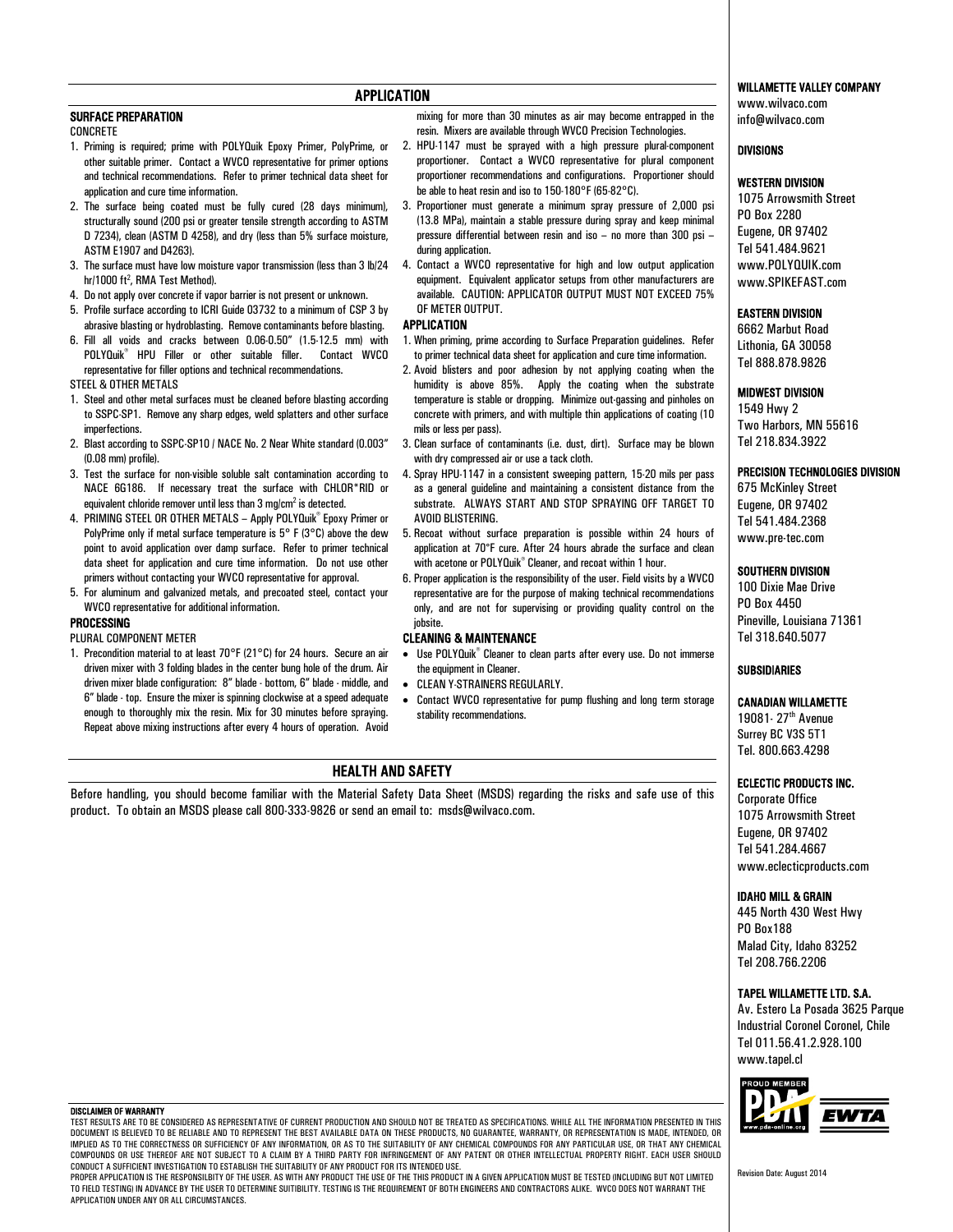## APPLICATION

### SURFACE PREPARATION

CONCRETE

1. Priming is required; prime with POLYQuik Epoxy Primer, PolyPrime, or other suitable primer. Contact a WVCO representative for primer options and technical recommendations. Refer to primer technical data sheet for application and cure time information.
2. The surface being coated must be fully cured (28 days minimum), structurally sound (200 psi or greater tensile strength according to ASTM D 7234), clean (ASTM D 4258), and dry (less than 5% surface moisture, ASTM E1907 and D4263).
3. The surface must have low moisture vapor transmission (less than 3 lb/24 hr/1000 ft², RMA Test Method).
4. Do not apply over concrete if vapor barrier is not present or unknown.
5. Profile surface according to ICRI Guide 03732 to a minimum of CSP 3 by abrasive blasting or hydroblasting. Remove contaminants before blasting.
6. Fill all voids and cracks between 0.06-0.50" (1.5-12.5 mm) with POLYQuik® HPU Filler or other suitable filler. Contact WVCO representative for filler options and technical recommendations.

STEEL & OTHER METALS

1. Steel and other metal surfaces must be cleaned before blasting according to SSPC-SP1. Remove any sharp edges, weld splatters and other surface imperfections.
2. Blast according to SSPC-SP10 / NACE No. 2 Near White standard (0.003" (0.08 mm) profile).
3. Test the surface for non-visible soluble salt contamination according to NACE 6G186. If necessary treat the surface with CHLOR*RID or equivalent chloride remover until less than 3 mg/cm² is detected.
4. PRIMING STEEL OR OTHER METALS – Apply POLYQuik® Epoxy Primer or PolyPrime only if metal surface temperature is 5° F (3°C) above the dew point to avoid application over damp surface. Refer to primer technical data sheet for application and cure time information. Do not use other primers without contacting your WVCO representative for approval.
5. For aluminum and galvanized metals, and precoated steel, contact your WVCO representative for additional information.

### PROCESSING

PLURAL COMPONENT METER

1. Precondition material to at least 70°F (21°C) for 24 hours. Secure an air driven mixer with 3 folding blades in the center bung hole of the drum. Air driven mixer blade configuration: 8" blade - bottom, 6" blade - middle, and 6" blade - top. Ensure the mixer is spinning clockwise at a speed adequate enough to thoroughly mix the resin. Mix for 30 minutes before spraying. Repeat above mixing instructions after every 4 hours of operation. Avoid mixing for more than 30 minutes as air may become entrapped in the resin. Mixers are available through WVCO Precision Technologies.
2. HPU-1147 must be sprayed with a high pressure plural-component proportioner. Contact a WVCO representative for plural component proportioner recommendations and configurations. Proportioner should be able to heat resin and iso to 150-180°F (65-82°C).
3. Proportioner must generate a minimum spray pressure of 2,000 psi (13.8 MPa), maintain a stable pressure during spray and keep minimal pressure differential between resin and iso – no more than 300 psi – during application.
4. Contact a WVCO representative for high and low output application equipment. Equivalent applicator setups from other manufacturers are available. CAUTION: APPLICATOR OUTPUT MUST NOT EXCEED 75% OF METER OUTPUT.

### APPLICATION

1. When priming, prime according to Surface Preparation guidelines. Refer to primer technical data sheet for application and cure time information.
2. Avoid blisters and poor adhesion by not applying coating when the humidity is above 85%. Apply the coating when the substrate temperature is stable or dropping. Minimize out-gassing and pinholes on concrete with primers, and with multiple thin applications of coating (10 mils or less per pass).
3. Clean surface of contaminants (i.e. dust, dirt). Surface may be blown with dry compressed air or use a tack cloth.
4. Spray HPU-1147 in a consistent sweeping pattern, 15-20 mils per pass as a general guideline and maintaining a consistent distance from the substrate. ALWAYS START AND STOP SPRAYING OFF TARGET TO AVOID BLISTERING.
5. Recoat without surface preparation is possible within 24 hours of application at 70°F cure. After 24 hours abrade the surface and clean with acetone or POLYQuik® Cleaner, and recoat within 1 hour.
6. Proper application is the responsibility of the user. Field visits by a WVCO representative are for the purpose of making technical recommendations only, and are not for supervising or providing quality control on the jobsite.

### CLEANING & MAINTENANCE

- Use POLYQuik® Cleaner to clean parts after every use. Do not immerse the equipment in Cleaner.
- CLEAN Y-STRAINERS REGULARLY.
- Contact WVCO representative for pump flushing and long term storage stability recommendations.

## HEALTH AND SAFETY

Before handling, you should become familiar with the Material Safety Data Sheet (MSDS) regarding the risks and safe use of this product. To obtain an MSDS please call 800-333-9826 or send an email to: msds@wilvaco.com.

**DISCLAIMER OF WARRANTY**

TEST RESULTS ARE TO BE CONSIDERED AS REPRESENTATIVE OF CURRENT PRODUCTION AND SHOULD NOT BE TREATED AS SPECIFICATIONS. WHILE ALL THE INFORMATION PRESENTED IN THIS DOCUMENT IS BELIEVED TO BE RELIABLE AND TO REPRESENT THE BEST AVAILABLE DATA ON THESE PRODUCTS, NO GUARANTEE, WARRANTY, OR REPRESENTATION IS MADE, INTENDED, OR IMPLIED AS TO THE CORRECTNESS OR SUFFICIENCY OF ANY INFORMATION, OR AS TO THE SUITABILITY OF ANY CHEMICAL COMPOUNDS FOR ANY PARTICULAR USE, OR THAT ANY CHEMICAL COMPOUNDS OR USE THEREOF ARE NOT SUBJECT TO A CLAIM BY A THIRD PARTY FOR INFRINGEMENT OF ANY PATENT OR OTHER INTELLECTUAL PROPERTY RIGHT. EACH USER SHOULD CONDUCT A SUFFICIENT INVESTIGATION TO ESTABLISH THE SUITABILITY OF ANY PRODUCT FOR ITS INTENDED USE.
PROPER APPLICATION IS THE RESPONSILBITY OF THE USER. AS WITH ANY PRODUCT THE USE OF THE THIS PRODUCT IN A GIVEN APPLICATION MUST BE TESTED (INCLUDING BUT NOT LIMITED TO FIELD TESTING) IN ADVANCE BY THE USER TO DETERMINE SUITIBILITY. TESTING IS THE REQUIREMENT OF BOTH ENGINEERS AND CONTRACTORS ALIKE. WVCO DOES NOT WARRANT THE APPLICATION UNDER ANY OR ALL CIRCUMSTANCES.

**WILLAMETTE VALLEY COMPANY**
www.wilvaco.com
info@wilvaco.com

**DIVISIONS**

**WESTERN DIVISION**
1075 Arrowsmith Street
PO Box 2280
Eugene, OR 97402
Tel 541.484.9621
www.POLYQUIK.com
www.SPIKEFAST.com

**EASTERN DIVISION**
6662 Marbut Road
Lithonia, GA 30058
Tel 888.878.9826

**MIDWEST DIVISION**
1549 Hwy 2
Two Harbors, MN 55616
Tel 218.834.3922

**PRECISION TECHNOLOGIES DIVISION**
675 McKinley Street
Eugene, OR 97402
Tel 541.484.2368
www.pre-tec.com

**SOUTHERN DIVISION**
100 Dixie Mae Drive
PO Box 4450
Pineville, Louisiana 71361
Tel 318.640.5077

**SUBSIDIARIES**

**CANADIAN WILLAMETTE**
19081- 27th Avenue
Surrey BC V3S 5T1
Tel. 800.663.4298

**ECLECTIC PRODUCTS INC.**
Corporate Office
1075 Arrowsmith Street
Eugene, OR 97402
Tel 541.284.4667
www.eclecticproducts.com

**IDAHO MILL & GRAIN**
445 North 430 West Hwy
PO Box188
Malad City, Idaho 83252
Tel 208.766.2206

**TAPEL WILLAMETTE LTD. S.A.**
Av. Estero La Posada 3625 Parque Industrial Coronel Coronel, Chile
Tel 011.56.41.2.928.100
www.tapel.cl

PROUD MEMBER PDA www.pda-online.org EWTA

Revision Date: August 2014